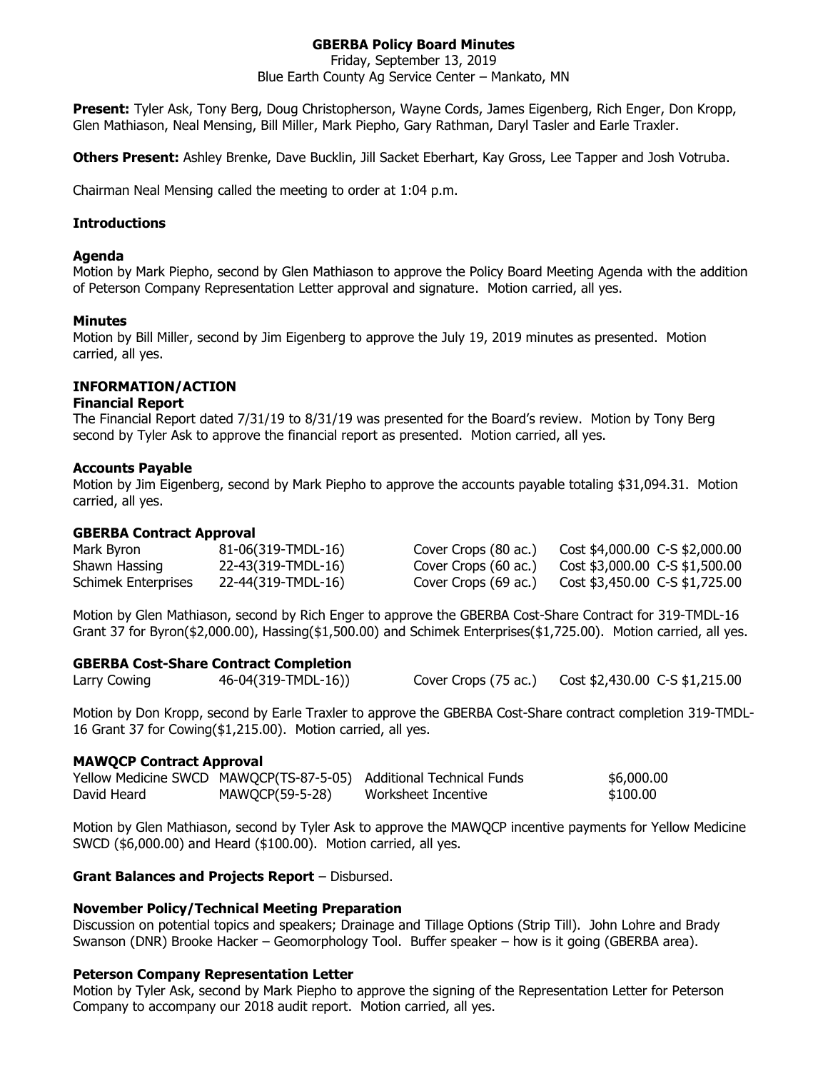# GBERBA Policy Board Minutes

Friday, September 13, 2019
Blue Earth County Ag Service Center – Mankato, MN

**Present:** Tyler Ask, Tony Berg, Doug Christopherson, Wayne Cords, James Eigenberg, Rich Enger, Don Kropp, Glen Mathiason, Neal Mensing, Bill Miller, Mark Piepho, Gary Rathman, Daryl Tasler and Earle Traxler.

**Others Present:** Ashley Brenke, Dave Bucklin, Jill Sacket Eberhart, Kay Gross, Lee Tapper and Josh Votruba.

Chairman Neal Mensing called the meeting to order at 1:04 p.m.

### Introductions

### Agenda

Motion by Mark Piepho, second by Glen Mathiason to approve the Policy Board Meeting Agenda with the addition of Peterson Company Representation Letter approval and signature. Motion carried, all yes.

### Minutes

Motion by Bill Miller, second by Jim Eigenberg to approve the July 19, 2019 minutes as presented. Motion carried, all yes.

## INFORMATION/ACTION

### Financial Report

The Financial Report dated 7/31/19 to 8/31/19 was presented for the Board's review. Motion by Tony Berg second by Tyler Ask to approve the financial report as presented. Motion carried, all yes.

### Accounts Payable

Motion by Jim Eigenberg, second by Mark Piepho to approve the accounts payable totaling $31,094.31. Motion carried, all yes.

### GBERBA Contract Approval

| | | | | |
|---|---|---|---|---|
| Mark Byron | 81-06(319-TMDL-16) | Cover Crops (80 ac.) | Cost $4,000.00 | C-S $2,000.00 |
| Shawn Hassing | 22-43(319-TMDL-16) | Cover Crops (60 ac.) | Cost $3,000.00 | C-S $1,500.00 |
| Schimek Enterprises | 22-44(319-TMDL-16) | Cover Crops (69 ac.) | Cost $3,450.00 | C-S $1,725.00 |

Motion by Glen Mathiason, second by Rich Enger to approve the GBERBA Cost-Share Contract for 319-TMDL-16 Grant 37 for Byron($2,000.00), Hassing($1,500.00) and Schimek Enterprises($1,725.00). Motion carried, all yes.

### GBERBA Cost-Share Contract Completion

| | | | | |
|---|---|---|---|---|
| Larry Cowing | 46-04(319-TMDL-16)) | Cover Crops (75 ac.) | Cost $2,430.00 | C-S $1,215.00 |

Motion by Don Kropp, second by Earle Traxler to approve the GBERBA Cost-Share contract completion 319-TMDL-16 Grant 37 for Cowing($1,215.00). Motion carried, all yes.

### MAWQCP Contract Approval

| | | | |
|---|---|---|---|
| Yellow Medicine SWCD | MAWQCP(TS-87-5-05) | Additional Technical Funds | $6,000.00 |
| David Heard | MAWQCP(59-5-28) | Worksheet Incentive | $100.00 |

Motion by Glen Mathiason, second by Tyler Ask to approve the MAWQCP incentive payments for Yellow Medicine SWCD ($6,000.00) and Heard ($100.00). Motion carried, all yes.

**Grant Balances and Projects Report** – Disbursed.

### November Policy/Technical Meeting Preparation

Discussion on potential topics and speakers; Drainage and Tillage Options (Strip Till). John Lohre and Brady Swanson (DNR) Brooke Hacker – Geomorphology Tool. Buffer speaker – how is it going (GBERBA area).

### Peterson Company Representation Letter

Motion by Tyler Ask, second by Mark Piepho to approve the signing of the Representation Letter for Peterson Company to accompany our 2018 audit report. Motion carried, all yes.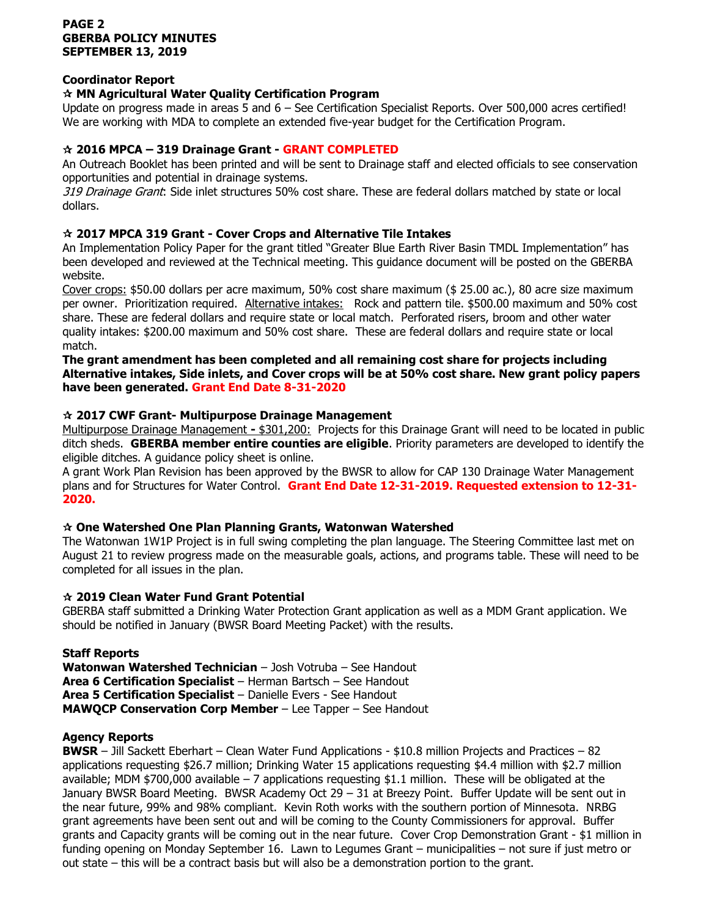## Coordinator Report

### ✮ MN Agricultural Water Quality Certification Program

Update on progress made in areas 5 and 6 – See Certification Specialist Reports. Over 500,000 acres certified! We are working with MDA to complete an extended five-year budget for the Certification Program.

### ✮ 2016 MPCA – 319 Drainage Grant - GRANT COMPLETED

An Outreach Booklet has been printed and will be sent to Drainage staff and elected officials to see conservation opportunities and potential in drainage systems.

*319 Drainage Grant*: Side inlet structures 50% cost share. These are federal dollars matched by state or local dollars.

### ✮ 2017 MPCA 319 Grant - Cover Crops and Alternative Tile Intakes

An Implementation Policy Paper for the grant titled "Greater Blue Earth River Basin TMDL Implementation" has been developed and reviewed at the Technical meeting. This guidance document will be posted on the GBERBA website.

Cover crops: $50.00 dollars per acre maximum, 50% cost share maximum ($ 25.00 ac.), 80 acre size maximum per owner. Prioritization required. Alternative intakes: Rock and pattern tile. $500.00 maximum and 50% cost share. These are federal dollars and require state or local match. Perforated risers, broom and other water quality intakes: $200.00 maximum and 50% cost share. These are federal dollars and require state or local match.

**The grant amendment has been completed and all remaining cost share for projects including Alternative intakes, Side inlets, and Cover crops will be at 50% cost share. New grant policy papers have been generated. Grant End Date 8-31-2020**

### ✮ 2017 CWF Grant- Multipurpose Drainage Management

Multipurpose Drainage Management - $301,200: Projects for this Drainage Grant will need to be located in public ditch sheds. **GBERBA member entire counties are eligible**. Priority parameters are developed to identify the eligible ditches. A guidance policy sheet is online.

A grant Work Plan Revision has been approved by the BWSR to allow for CAP 130 Drainage Water Management plans and for Structures for Water Control. **Grant End Date 12-31-2019. Requested extension to 12-31-2020.**

### ✮ One Watershed One Plan Planning Grants, Watonwan Watershed

The Watonwan 1W1P Project is in full swing completing the plan language. The Steering Committee last met on August 21 to review progress made on the measurable goals, actions, and programs table. These will need to be completed for all issues in the plan.

### ✮ 2019 Clean Water Fund Grant Potential

GBERBA staff submitted a Drinking Water Protection Grant application as well as a MDM Grant application. We should be notified in January (BWSR Board Meeting Packet) with the results.

## Staff Reports

**Watonwan Watershed Technician** – Josh Votruba – See Handout
**Area 6 Certification Specialist** – Herman Bartsch – See Handout
**Area 5 Certification Specialist** – Danielle Evers - See Handout
**MAWQCP Conservation Corp Member** – Lee Tapper – See Handout

## Agency Reports

**BWSR** – Jill Sackett Eberhart – Clean Water Fund Applications - $10.8 million Projects and Practices – 82 applications requesting $26.7 million; Drinking Water 15 applications requesting $4.4 million with $2.7 million available; MDM $700,000 available – 7 applications requesting $1.1 million. These will be obligated at the January BWSR Board Meeting. BWSR Academy Oct 29 – 31 at Breezy Point. Buffer Update will be sent out in the near future, 99% and 98% compliant. Kevin Roth works with the southern portion of Minnesota. NRBG grant agreements have been sent out and will be coming to the County Commissioners for approval. Buffer grants and Capacity grants will be coming out in the near future. Cover Crop Demonstration Grant - $1 million in funding opening on Monday September 16. Lawn to Legumes Grant – municipalities – not sure if just metro or out state – this will be a contract basis but will also be a demonstration portion to the grant.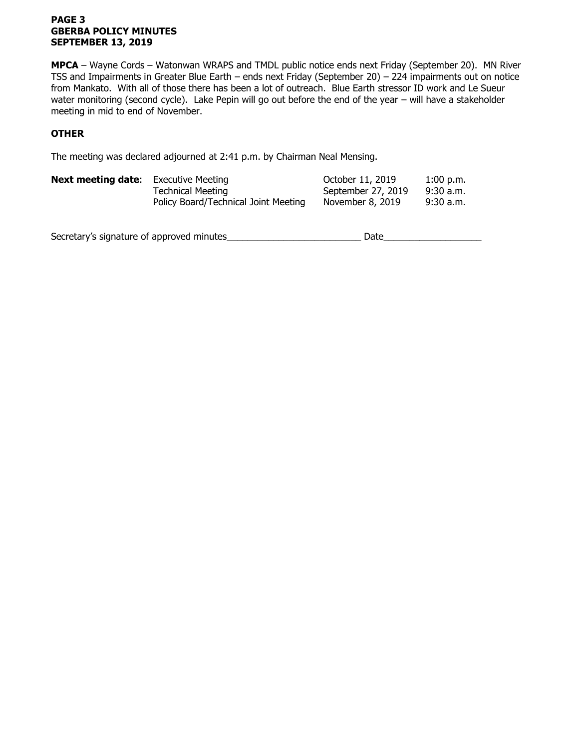**MPCA** – Wayne Cords – Watonwan WRAPS and TMDL public notice ends next Friday (September 20). MN River TSS and Impairments in Greater Blue Earth – ends next Friday (September 20) – 224 impairments out on notice from Mankato. With all of those there has been a lot of outreach. Blue Earth stressor ID work and Le Sueur water monitoring (second cycle). Lake Pepin will go out before the end of the year – will have a stakeholder meeting in mid to end of November.

**OTHER**

The meeting was declared adjourned at 2:41 p.m. by Chairman Neal Mensing.

| | | | |
|---|---|---|---|
| **Next meeting date**: | Executive Meeting | October 11, 2019 | 1:00 p.m. |
| | Technical Meeting | September 27, 2019 | 9:30 a.m. |
| | Policy Board/Technical Joint Meeting | November 8, 2019 | 9:30 a.m. |

Secretary's signature of approved minutes\_\_\_\_\_\_\_\_\_\_\_\_\_\_\_\_\_\_\_\_\_\_\_\_\_\_ Date\_\_\_\_\_\_\_\_\_\_\_\_\_\_\_\_\_\_\_